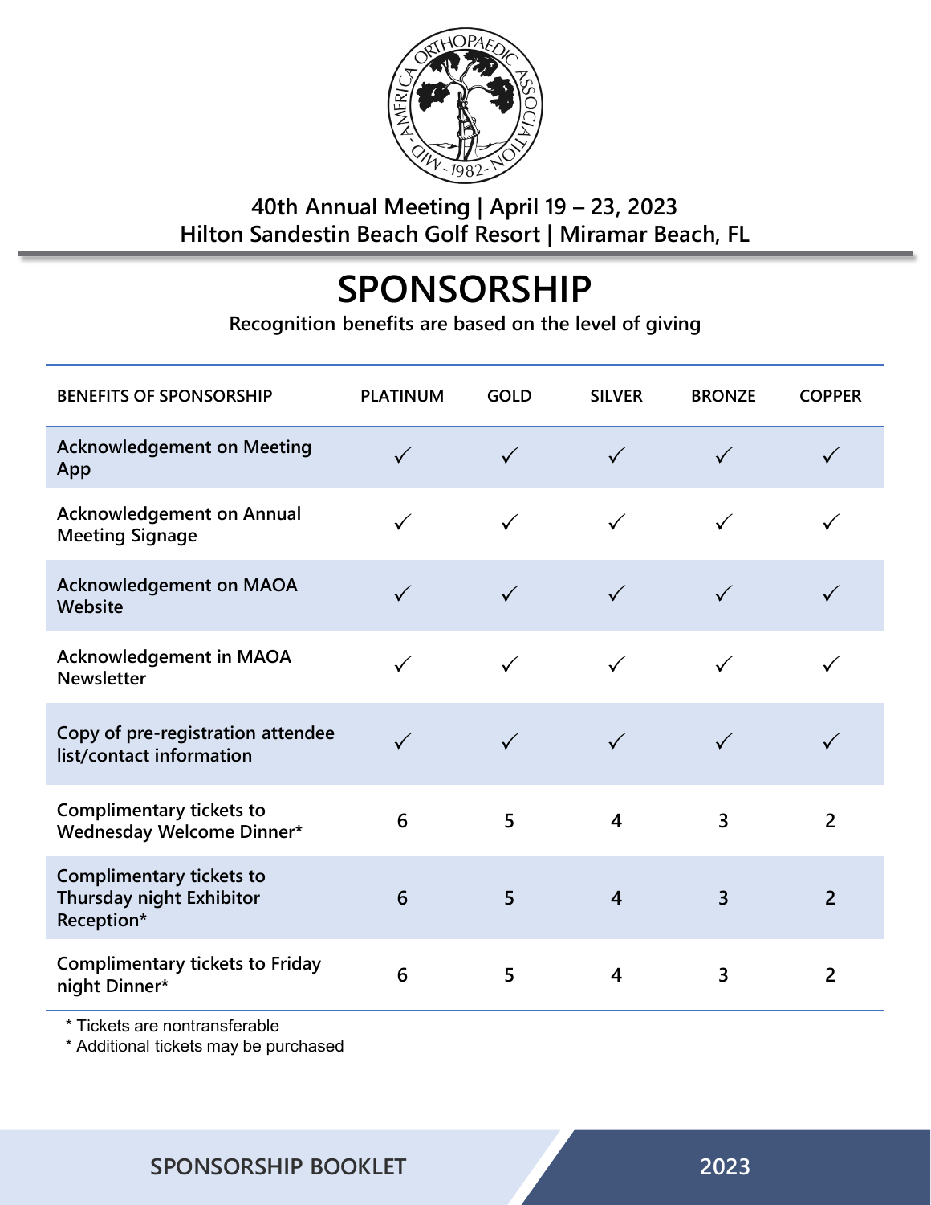40th Annual Meeting | April 19 – 23, 2023
Hilton Sandestin Beach Golf Resort | Miramar Beach, FL

# SPONSORSHIP

**Recognition benefits are based on the level of giving**

| BENEFITS OF SPONSORSHIP | PLATINUM | GOLD | SILVER | BRONZE | COPPER |
|---|---|---|---|---|---|
| Acknowledgement on Meeting App | ✓ | ✓ | ✓ | ✓ | ✓ |
| Acknowledgement on Annual Meeting Signage | ✓ | ✓ | ✓ | ✓ | ✓ |
| Acknowledgement on MAOA Website | ✓ | ✓ | ✓ | ✓ | ✓ |
| Acknowledgement in MAOA Newsletter | ✓ | ✓ | ✓ | ✓ | ✓ |
| Copy of pre-registration attendee list/contact information | ✓ | ✓ | ✓ | ✓ | ✓ |
| Complimentary tickets to Wednesday Welcome Dinner* | 6 | 5 | 4 | 3 | 2 |
| Complimentary tickets to Thursday night Exhibitor Reception* | 6 | 5 | 4 | 3 | 2 |
| Complimentary tickets to Friday night Dinner* | 6 | 5 | 4 | 3 | 2 |

* Tickets are nontransferable
* Additional tickets may be purchased

SPONSORSHIP BOOKLET 2023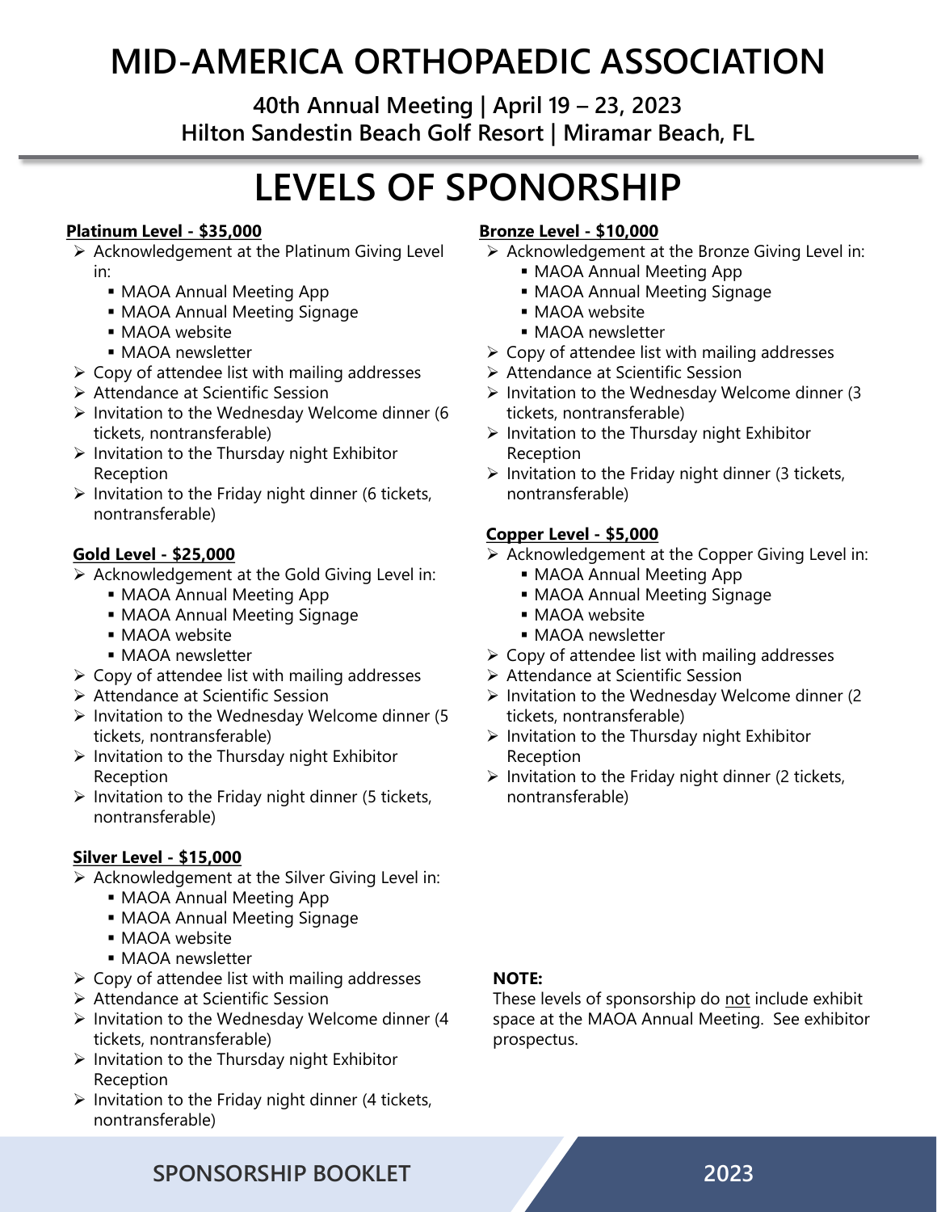# MID-AMERICA ORTHOPAEDIC ASSOCIATION

**40th Annual Meeting | April 19 – 23, 2023**
**Hilton Sandestin Beach Golf Resort | Miramar Beach, FL**

# LEVELS OF SPONSORSHIP

**Platinum Level - $35,000**

- Acknowledgement at the Platinum Giving Level in:
  - MAOA Annual Meeting App
  - MAOA Annual Meeting Signage
  - MAOA website
  - MAOA newsletter
- Copy of attendee list with mailing addresses
- Attendance at Scientific Session
- Invitation to the Wednesday Welcome dinner (6 tickets, nontransferable)
- Invitation to the Thursday night Exhibitor Reception
- Invitation to the Friday night dinner (6 tickets, nontransferable)

**Gold Level - $25,000**

- Acknowledgement at the Gold Giving Level in:
  - MAOA Annual Meeting App
  - MAOA Annual Meeting Signage
  - MAOA website
  - MAOA newsletter
- Copy of attendee list with mailing addresses
- Attendance at Scientific Session
- Invitation to the Wednesday Welcome dinner (5 tickets, nontransferable)
- Invitation to the Thursday night Exhibitor Reception
- Invitation to the Friday night dinner (5 tickets, nontransferable)

**Silver Level - $15,000**

- Acknowledgement at the Silver Giving Level in:
  - MAOA Annual Meeting App
  - MAOA Annual Meeting Signage
  - MAOA website
  - MAOA newsletter
- Copy of attendee list with mailing addresses
- Attendance at Scientific Session
- Invitation to the Wednesday Welcome dinner (4 tickets, nontransferable)
- Invitation to the Thursday night Exhibitor Reception
- Invitation to the Friday night dinner (4 tickets, nontransferable)

**Bronze Level - $10,000**

- Acknowledgement at the Bronze Giving Level in:
  - MAOA Annual Meeting App
  - MAOA Annual Meeting Signage
  - MAOA website
  - MAOA newsletter
- Copy of attendee list with mailing addresses
- Attendance at Scientific Session
- Invitation to the Wednesday Welcome dinner (3 tickets, nontransferable)
- Invitation to the Thursday night Exhibitor Reception
- Invitation to the Friday night dinner (3 tickets, nontransferable)

**Copper Level - $5,000**

- Acknowledgement at the Copper Giving Level in:
  - MAOA Annual Meeting App
  - MAOA Annual Meeting Signage
  - MAOA website
  - MAOA newsletter
- Copy of attendee list with mailing addresses
- Attendance at Scientific Session
- Invitation to the Wednesday Welcome dinner (2 tickets, nontransferable)
- Invitation to the Thursday night Exhibitor Reception
- Invitation to the Friday night dinner (2 tickets, nontransferable)

**NOTE:**
These levels of sponsorship do not include exhibit space at the MAOA Annual Meeting. See exhibitor prospectus.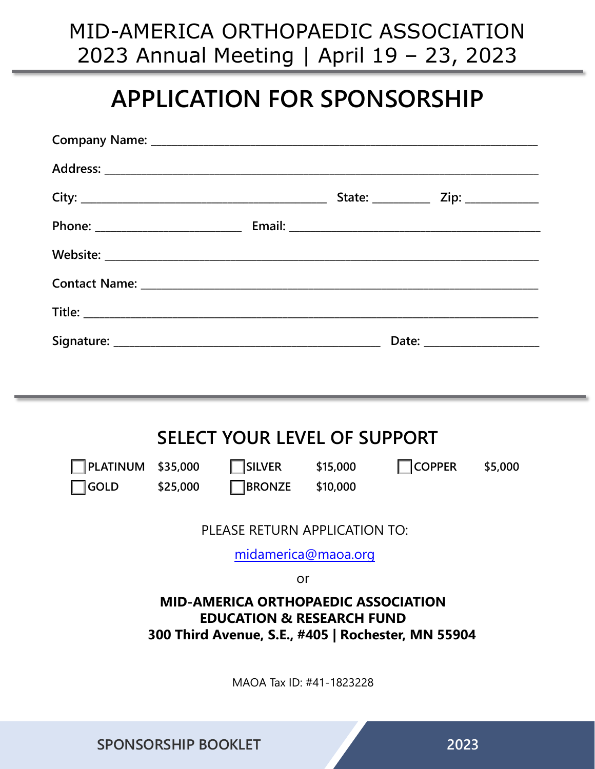# MID-AMERICA ORTHOPAEDIC ASSOCIATION
2023 Annual Meeting | April 19 – 23, 2023

## APPLICATION FOR SPONSORSHIP

**Company Name:** ______________________________________________

**Address:** ______________________________________________

**City:** ____________________________ **State:** __________ **Zip:** ____________

**Phone:** ________________________ **Email:** ______________________________

**Website:** ______________________________________________

**Contact Name:** ______________________________________________

**Title:** ______________________________________________

**Signature:** ______________________________ **Date:** ____________________

## SELECT YOUR LEVEL OF SUPPORT

| | | | | | |
|---|---|---|---|---|---|
| ☐ **PLATINUM** | **$35,000** | ☐ **SILVER** | **$15,000** | ☐ **COPPER** | **$5,000** |
| ☐ **GOLD** | **$25,000** | ☐ **BRONZE** | **$10,000** | | |

PLEASE RETURN APPLICATION TO:

midamerica@maoa.org

or

**MID-AMERICA ORTHOPAEDIC ASSOCIATION**
**EDUCATION & RESEARCH FUND**
**300 Third Avenue, S.E., #405 | Rochester, MN 55904**

MAOA Tax ID: #41-1823228